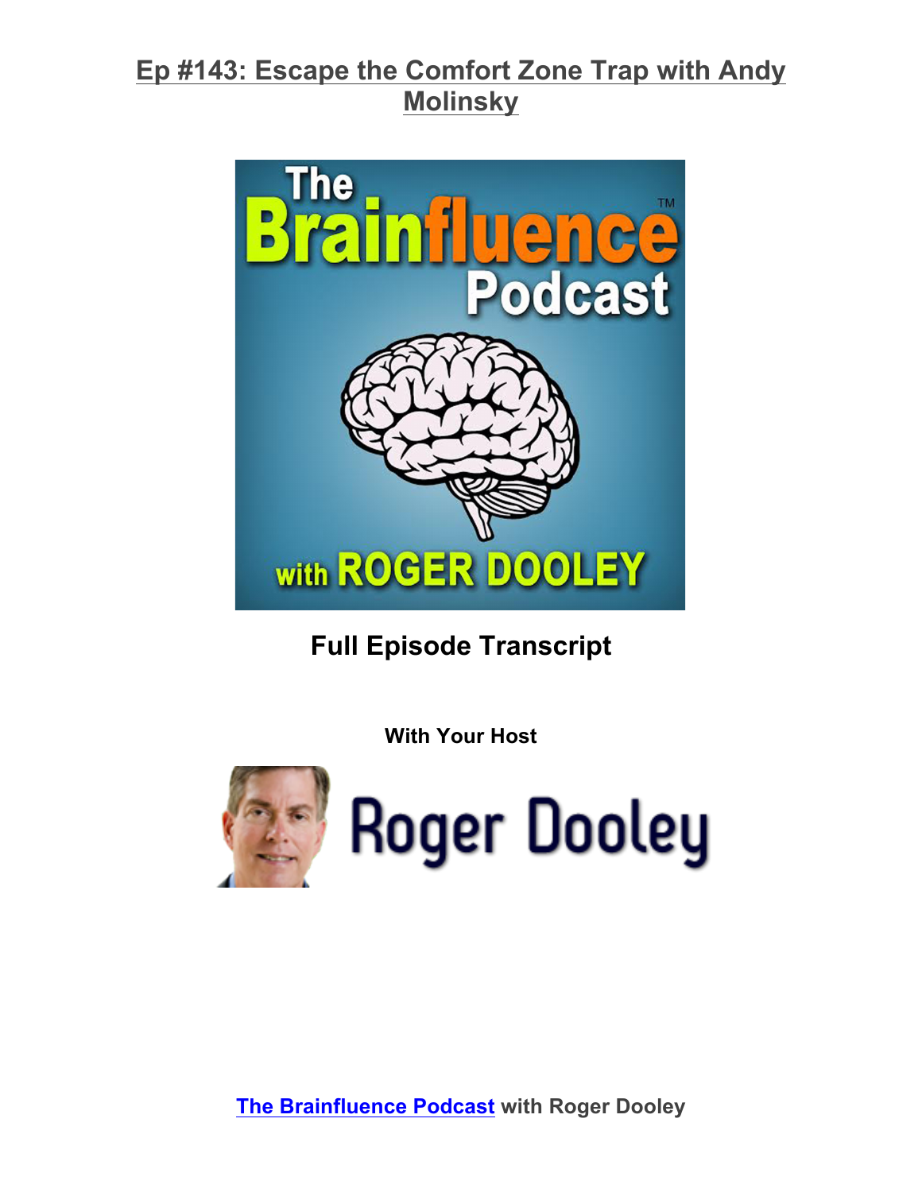# Ep #143: Escape the Comfort Zone Trap with Andy Molinsky

## Full Episode Transcript

**With Your Host**

[The Brainfluence Podcast](#) with Roger Dooley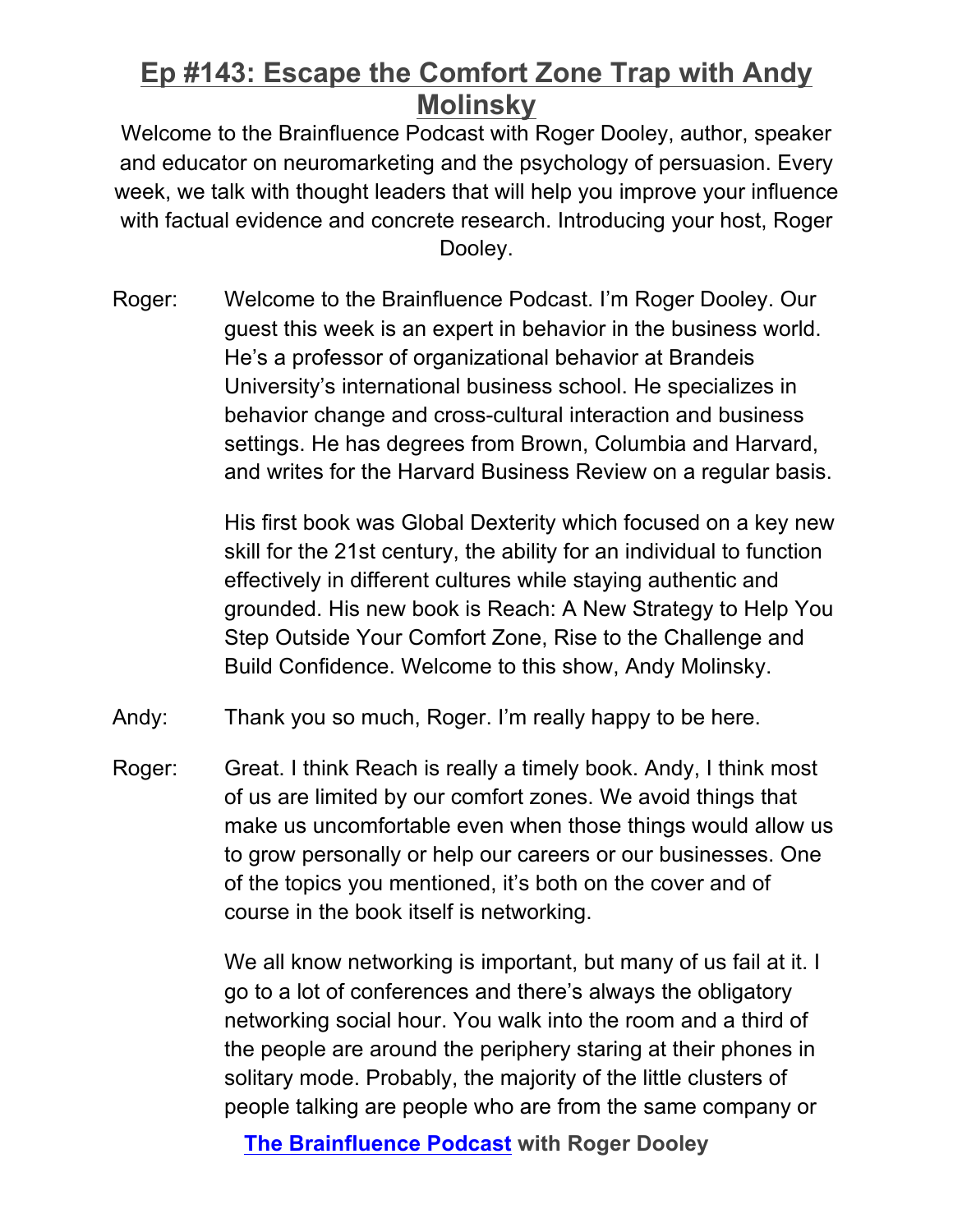## Ep #143: Escape the Comfort Zone Trap with Andy Molinsky

Welcome to the Brainfluence Podcast with Roger Dooley, author, speaker and educator on neuromarketing and the psychology of persuasion. Every week, we talk with thought leaders that will help you improve your influence with factual evidence and concrete research. Introducing your host, Roger Dooley.

Roger: Welcome to the Brainfluence Podcast. I'm Roger Dooley. Our guest this week is an expert in behavior in the business world. He's a professor of organizational behavior at Brandeis University's international business school. He specializes in behavior change and cross-cultural interaction and business settings. He has degrees from Brown, Columbia and Harvard, and writes for the Harvard Business Review on a regular basis.

His first book was Global Dexterity which focused on a key new skill for the 21st century, the ability for an individual to function effectively in different cultures while staying authentic and grounded. His new book is Reach: A New Strategy to Help You Step Outside Your Comfort Zone, Rise to the Challenge and Build Confidence. Welcome to this show, Andy Molinsky.

Andy: Thank you so much, Roger. I'm really happy to be here.

Roger: Great. I think Reach is really a timely book. Andy, I think most of us are limited by our comfort zones. We avoid things that make us uncomfortable even when those things would allow us to grow personally or help our careers or our businesses. One of the topics you mentioned, it's both on the cover and of course in the book itself is networking.

We all know networking is important, but many of us fail at it. I go to a lot of conferences and there's always the obligatory networking social hour. You walk into the room and a third of the people are around the periphery staring at their phones in solitary mode. Probably, the majority of the little clusters of people talking are people who are from the same company or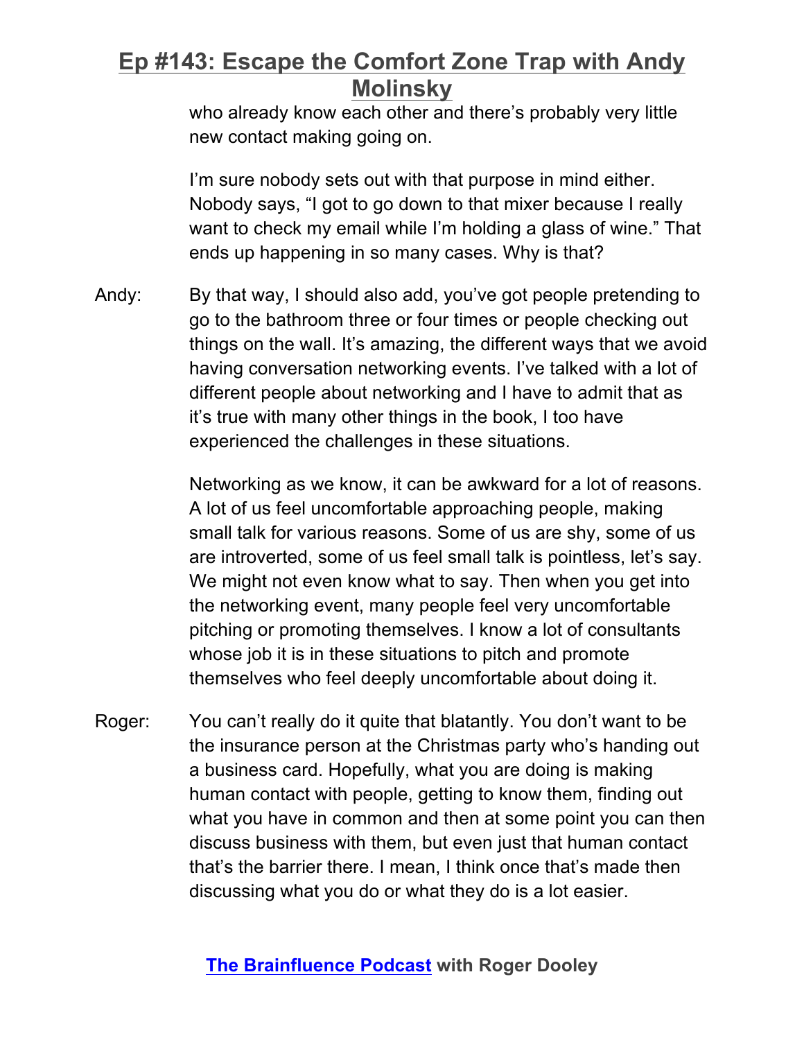who already know each other and there's probably very little new contact making going on.

I'm sure nobody sets out with that purpose in mind either. Nobody says, "I got to go down to that mixer because I really want to check my email while I'm holding a glass of wine." That ends up happening in so many cases. Why is that?

Andy: By that way, I should also add, you've got people pretending to go to the bathroom three or four times or people checking out things on the wall. It's amazing, the different ways that we avoid having conversation networking events. I've talked with a lot of different people about networking and I have to admit that as it's true with many other things in the book, I too have experienced the challenges in these situations.

Networking as we know, it can be awkward for a lot of reasons. A lot of us feel uncomfortable approaching people, making small talk for various reasons. Some of us are shy, some of us are introverted, some of us feel small talk is pointless, let's say. We might not even know what to say. Then when you get into the networking event, many people feel very uncomfortable pitching or promoting themselves. I know a lot of consultants whose job it is in these situations to pitch and promote themselves who feel deeply uncomfortable about doing it.

Roger: You can't really do it quite that blatantly. You don't want to be the insurance person at the Christmas party who's handing out a business card. Hopefully, what you are doing is making human contact with people, getting to know them, finding out what you have in common and then at some point you can then discuss business with them, but even just that human contact that's the barrier there. I mean, I think once that's made then discussing what you do or what they do is a lot easier.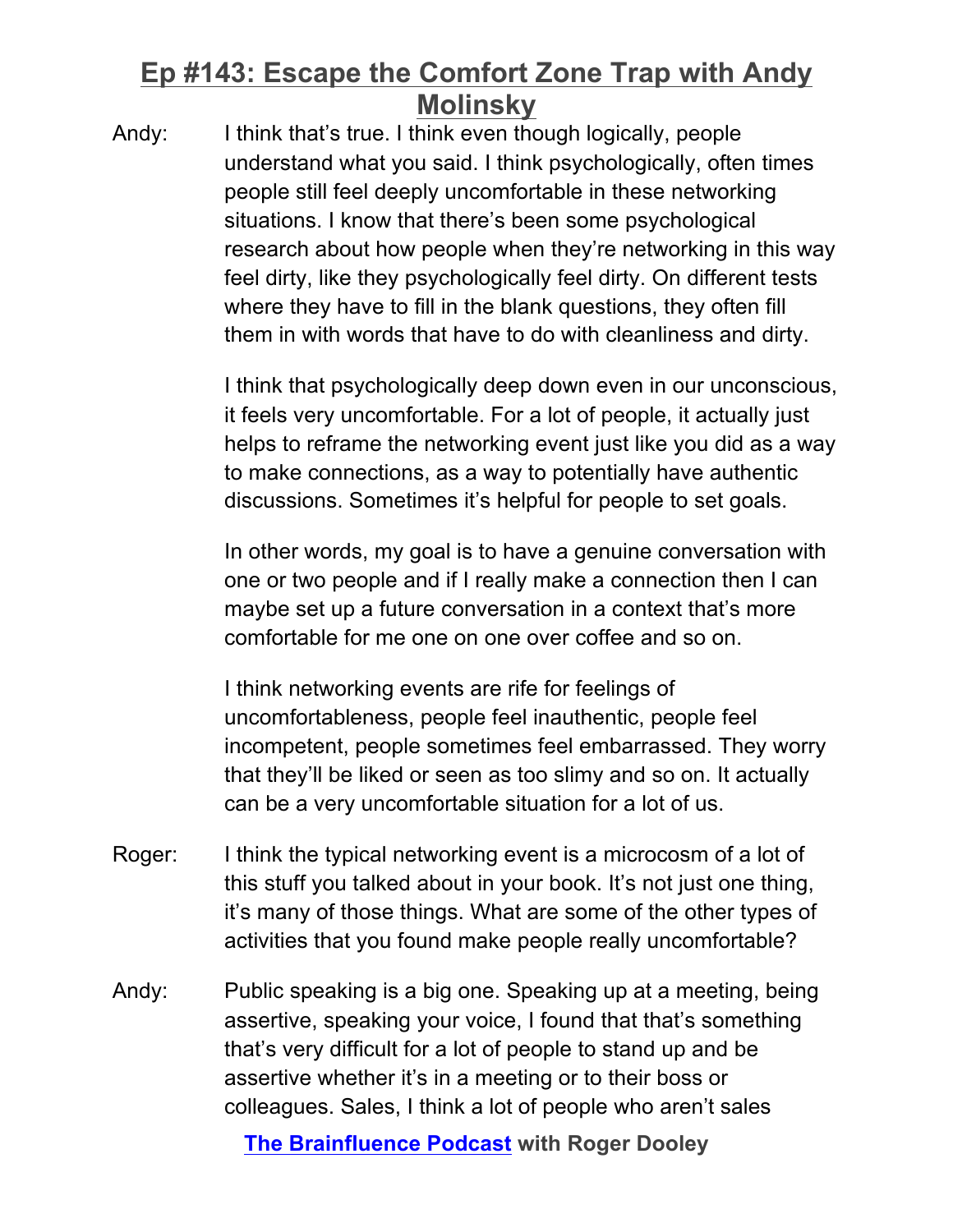Andy: I think that's true. I think even though logically, people understand what you said. I think psychologically, often times people still feel deeply uncomfortable in these networking situations. I know that there's been some psychological research about how people when they're networking in this way feel dirty, like they psychologically feel dirty. On different tests where they have to fill in the blank questions, they often fill them in with words that have to do with cleanliness and dirty.

I think that psychologically deep down even in our unconscious, it feels very uncomfortable. For a lot of people, it actually just helps to reframe the networking event just like you did as a way to make connections, as a way to potentially have authentic discussions. Sometimes it's helpful for people to set goals.

In other words, my goal is to have a genuine conversation with one or two people and if I really make a connection then I can maybe set up a future conversation in a context that's more comfortable for me one on one over coffee and so on.

I think networking events are rife for feelings of uncomfortableness, people feel inauthentic, people feel incompetent, people sometimes feel embarrassed. They worry that they'll be liked or seen as too slimy and so on. It actually can be a very uncomfortable situation for a lot of us.

Roger: I think the typical networking event is a microcosm of a lot of this stuff you talked about in your book. It's not just one thing, it's many of those things. What are some of the other types of activities that you found make people really uncomfortable?

Andy: Public speaking is a big one. Speaking up at a meeting, being assertive, speaking your voice, I found that that's something that's very difficult for a lot of people to stand up and be assertive whether it's in a meeting or to their boss or colleagues. Sales, I think a lot of people who aren't sales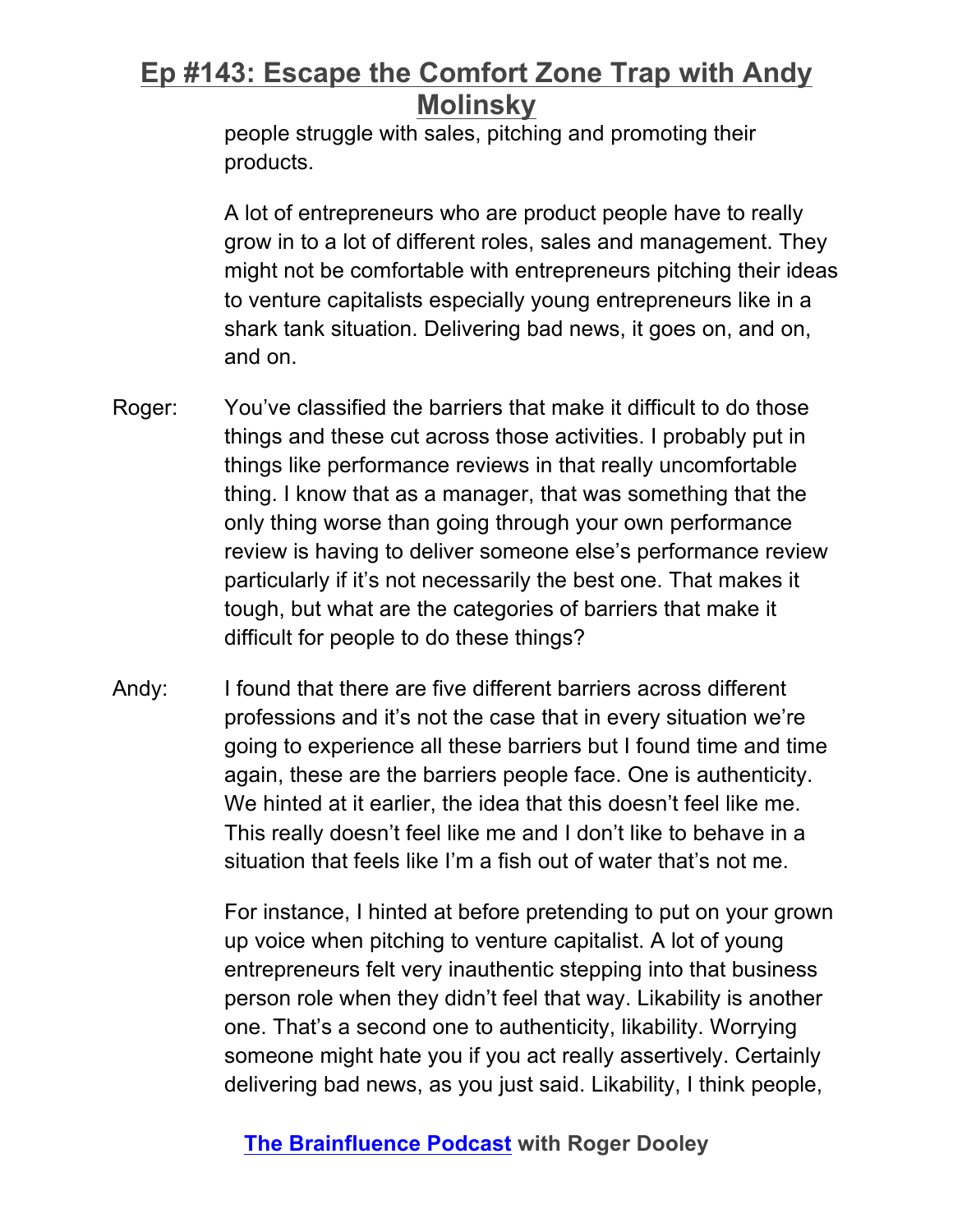people struggle with sales, pitching and promoting their products.

A lot of entrepreneurs who are product people have to really grow in to a lot of different roles, sales and management. They might not be comfortable with entrepreneurs pitching their ideas to venture capitalists especially young entrepreneurs like in a shark tank situation. Delivering bad news, it goes on, and on, and on.

Roger: You've classified the barriers that make it difficult to do those things and these cut across those activities. I probably put in things like performance reviews in that really uncomfortable thing. I know that as a manager, that was something that the only thing worse than going through your own performance review is having to deliver someone else's performance review particularly if it's not necessarily the best one. That makes it tough, but what are the categories of barriers that make it difficult for people to do these things?

Andy: I found that there are five different barriers across different professions and it's not the case that in every situation we're going to experience all these barriers but I found time and time again, these are the barriers people face. One is authenticity. We hinted at it earlier, the idea that this doesn't feel like me. This really doesn't feel like me and I don't like to behave in a situation that feels like I'm a fish out of water that's not me.

For instance, I hinted at before pretending to put on your grown up voice when pitching to venture capitalist. A lot of young entrepreneurs felt very inauthentic stepping into that business person role when they didn't feel that way. Likability is another one. That's a second one to authenticity, likability. Worrying someone might hate you if you act really assertively. Certainly delivering bad news, as you just said. Likability, I think people,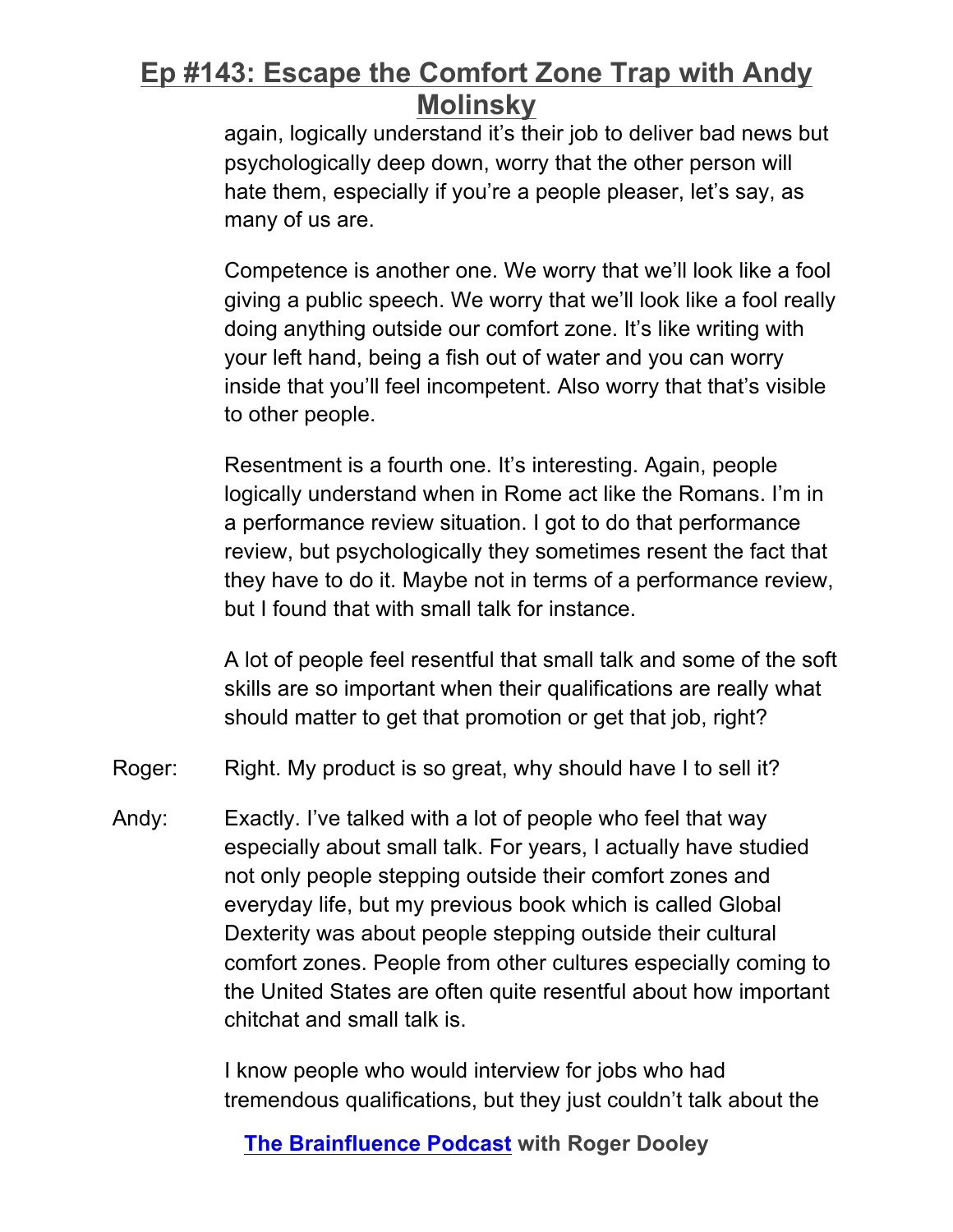again, logically understand it's their job to deliver bad news but psychologically deep down, worry that the other person will hate them, especially if you're a people pleaser, let's say, as many of us are.

Competence is another one. We worry that we'll look like a fool giving a public speech. We worry that we'll look like a fool really doing anything outside our comfort zone. It's like writing with your left hand, being a fish out of water and you can worry inside that you'll feel incompetent. Also worry that that's visible to other people.

Resentment is a fourth one. It's interesting. Again, people logically understand when in Rome act like the Romans. I'm in a performance review situation. I got to do that performance review, but psychologically they sometimes resent the fact that they have to do it. Maybe not in terms of a performance review, but I found that with small talk for instance.

A lot of people feel resentful that small talk and some of the soft skills are so important when their qualifications are really what should matter to get that promotion or get that job, right?

Roger: Right. My product is so great, why should have I to sell it?

Andy: Exactly. I've talked with a lot of people who feel that way especially about small talk. For years, I actually have studied not only people stepping outside their comfort zones and everyday life, but my previous book which is called Global Dexterity was about people stepping outside their cultural comfort zones. People from other cultures especially coming to the United States are often quite resentful about how important chitchat and small talk is.

I know people who would interview for jobs who had tremendous qualifications, but they just couldn't talk about the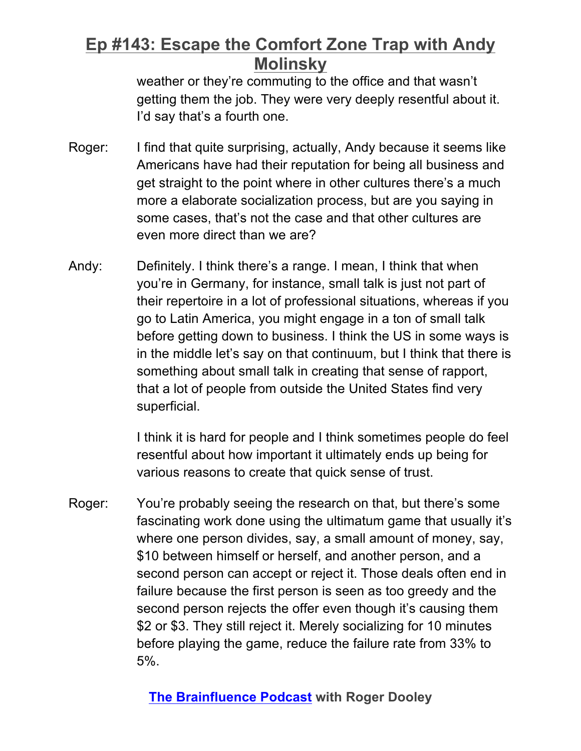weather or they're commuting to the office and that wasn't getting them the job. They were very deeply resentful about it. I'd say that's a fourth one.

Roger: I find that quite surprising, actually, Andy because it seems like Americans have had their reputation for being all business and get straight to the point where in other cultures there's a much more a elaborate socialization process, but are you saying in some cases, that's not the case and that other cultures are even more direct than we are?

Andy: Definitely. I think there's a range. I mean, I think that when you're in Germany, for instance, small talk is just not part of their repertoire in a lot of professional situations, whereas if you go to Latin America, you might engage in a ton of small talk before getting down to business. I think the US in some ways is in the middle let's say on that continuum, but I think that there is something about small talk in creating that sense of rapport, that a lot of people from outside the United States find very superficial.

I think it is hard for people and I think sometimes people do feel resentful about how important it ultimately ends up being for various reasons to create that quick sense of trust.

Roger: You're probably seeing the research on that, but there's some fascinating work done using the ultimatum game that usually it's where one person divides, say, a small amount of money, say, $10 between himself or herself, and another person, and a second person can accept or reject it. Those deals often end in failure because the first person is seen as too greedy and the second person rejects the offer even though it's causing them $2 or $3. They still reject it. Merely socializing for 10 minutes before playing the game, reduce the failure rate from 33% to 5%.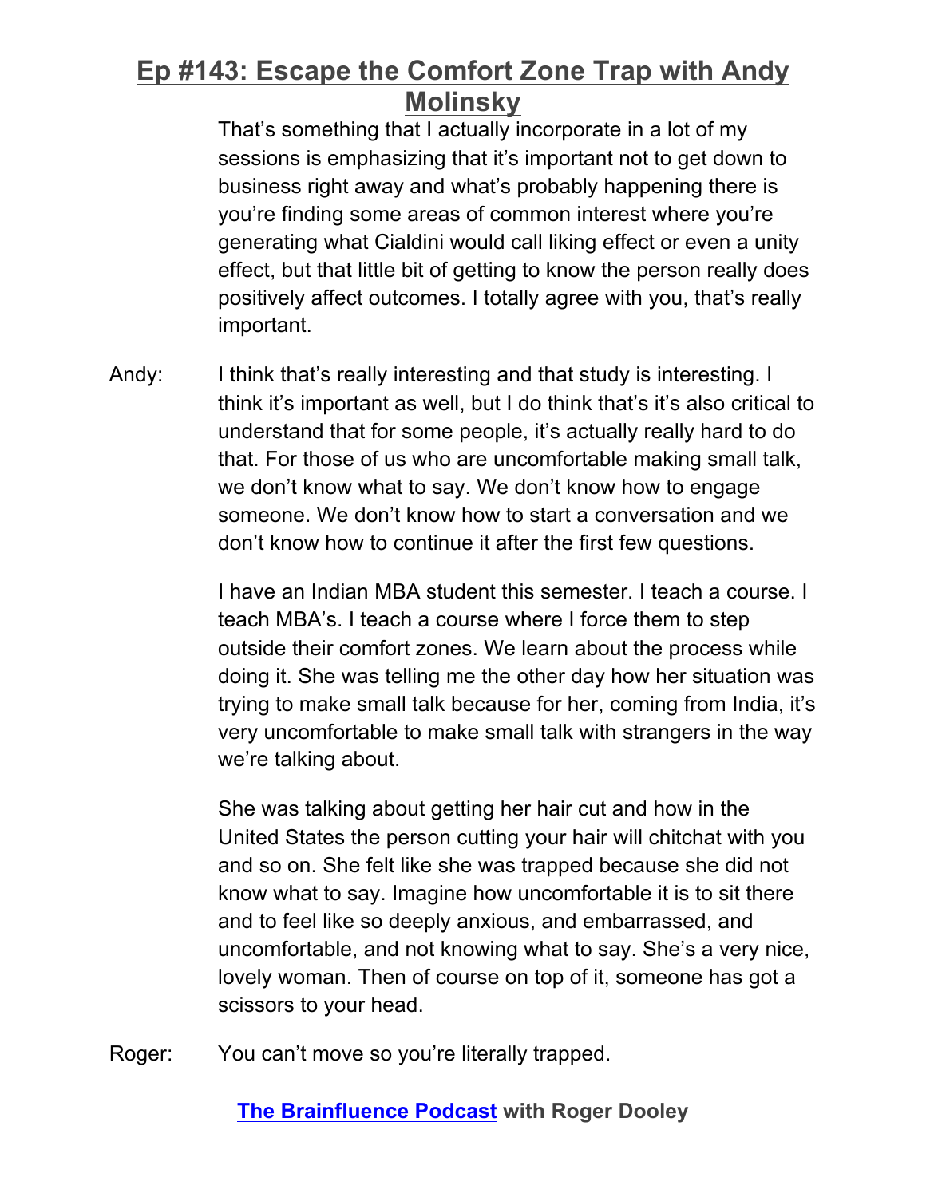That's something that I actually incorporate in a lot of my sessions is emphasizing that it's important not to get down to business right away and what's probably happening there is you're finding some areas of common interest where you're generating what Cialdini would call liking effect or even a unity effect, but that little bit of getting to know the person really does positively affect outcomes. I totally agree with you, that's really important.

Andy: I think that's really interesting and that study is interesting. I think it's important as well, but I do think that's it's also critical to understand that for some people, it's actually really hard to do that. For those of us who are uncomfortable making small talk, we don't know what to say. We don't know how to engage someone. We don't know how to start a conversation and we don't know how to continue it after the first few questions.

I have an Indian MBA student this semester. I teach a course. I teach MBA's. I teach a course where I force them to step outside their comfort zones. We learn about the process while doing it. She was telling me the other day how her situation was trying to make small talk because for her, coming from India, it's very uncomfortable to make small talk with strangers in the way we're talking about.

She was talking about getting her hair cut and how in the United States the person cutting your hair will chitchat with you and so on. She felt like she was trapped because she did not know what to say. Imagine how uncomfortable it is to sit there and to feel like so deeply anxious, and embarrassed, and uncomfortable, and not knowing what to say. She's a very nice, lovely woman. Then of course on top of it, someone has got a scissors to your head.

Roger: You can't move so you're literally trapped.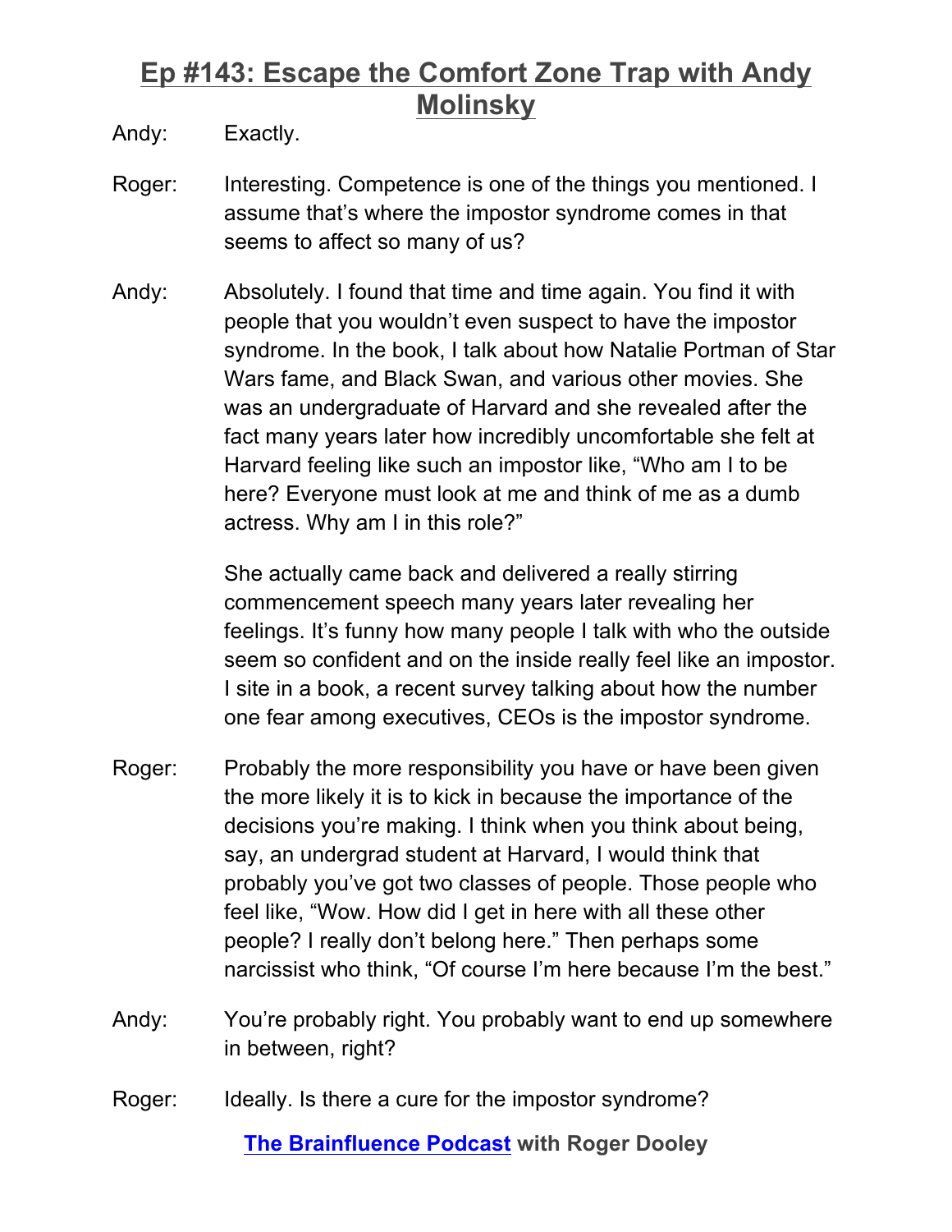Andy: Exactly.

Roger: Interesting. Competence is one of the things you mentioned. I assume that's where the impostor syndrome comes in that seems to affect so many of us?

Andy: Absolutely. I found that time and time again. You find it with people that you wouldn't even suspect to have the impostor syndrome. In the book, I talk about how Natalie Portman of Star Wars fame, and Black Swan, and various other movies. She was an undergraduate of Harvard and she revealed after the fact many years later how incredibly uncomfortable she felt at Harvard feeling like such an impostor like, "Who am I to be here? Everyone must look at me and think of me as a dumb actress. Why am I in this role?"

She actually came back and delivered a really stirring commencement speech many years later revealing her feelings. It's funny how many people I talk with who the outside seem so confident and on the inside really feel like an impostor. I site in a book, a recent survey talking about how the number one fear among executives, CEOs is the impostor syndrome.

Roger: Probably the more responsibility you have or have been given the more likely it is to kick in because the importance of the decisions you're making. I think when you think about being, say, an undergrad student at Harvard, I would think that probably you've got two classes of people. Those people who feel like, "Wow. How did I get in here with all these other people? I really don't belong here." Then perhaps some narcissist who think, "Of course I'm here because I'm the best."

Andy: You're probably right. You probably want to end up somewhere in between, right?

Roger: Ideally. Is there a cure for the impostor syndrome?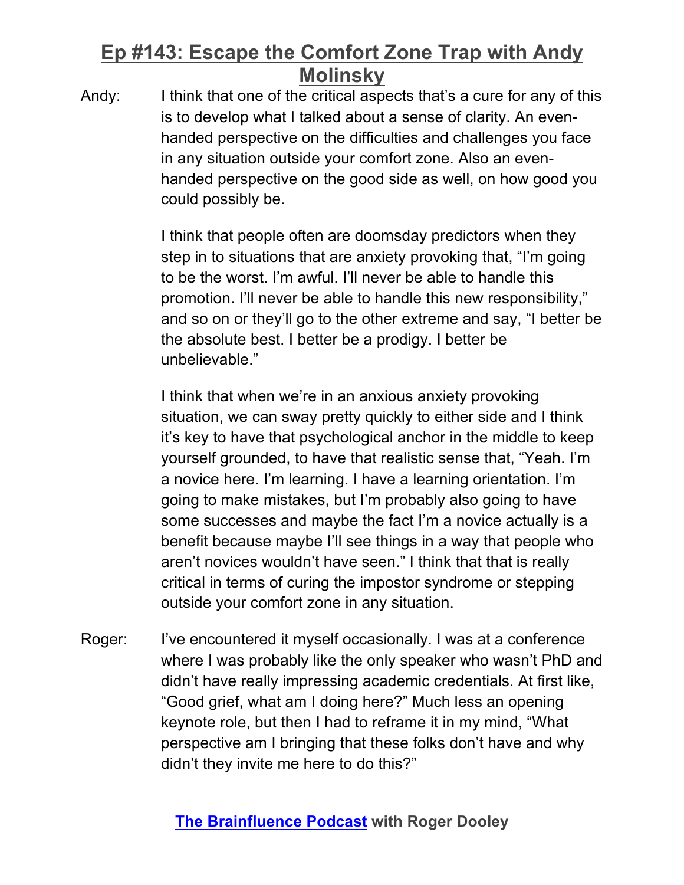Andy: I think that one of the critical aspects that's a cure for any of this is to develop what I talked about a sense of clarity. An even-handed perspective on the difficulties and challenges you face in any situation outside your comfort zone. Also an even-handed perspective on the good side as well, on how good you could possibly be.

I think that people often are doomsday predictors when they step in to situations that are anxiety provoking that, "I'm going to be the worst. I'm awful. I'll never be able to handle this promotion. I'll never be able to handle this new responsibility," and so on or they'll go to the other extreme and say, "I better be the absolute best. I better be a prodigy. I better be unbelievable."

I think that when we're in an anxious anxiety provoking situation, we can sway pretty quickly to either side and I think it's key to have that psychological anchor in the middle to keep yourself grounded, to have that realistic sense that, "Yeah. I'm a novice here. I'm learning. I have a learning orientation. I'm going to make mistakes, but I'm probably also going to have some successes and maybe the fact I'm a novice actually is a benefit because maybe I'll see things in a way that people who aren't novices wouldn't have seen." I think that that is really critical in terms of curing the impostor syndrome or stepping outside your comfort zone in any situation.

Roger: I've encountered it myself occasionally. I was at a conference where I was probably like the only speaker who wasn't PhD and didn't have really impressing academic credentials. At first like, "Good grief, what am I doing here?" Much less an opening keynote role, but then I had to reframe it in my mind, "What perspective am I bringing that these folks don't have and why didn't they invite me here to do this?"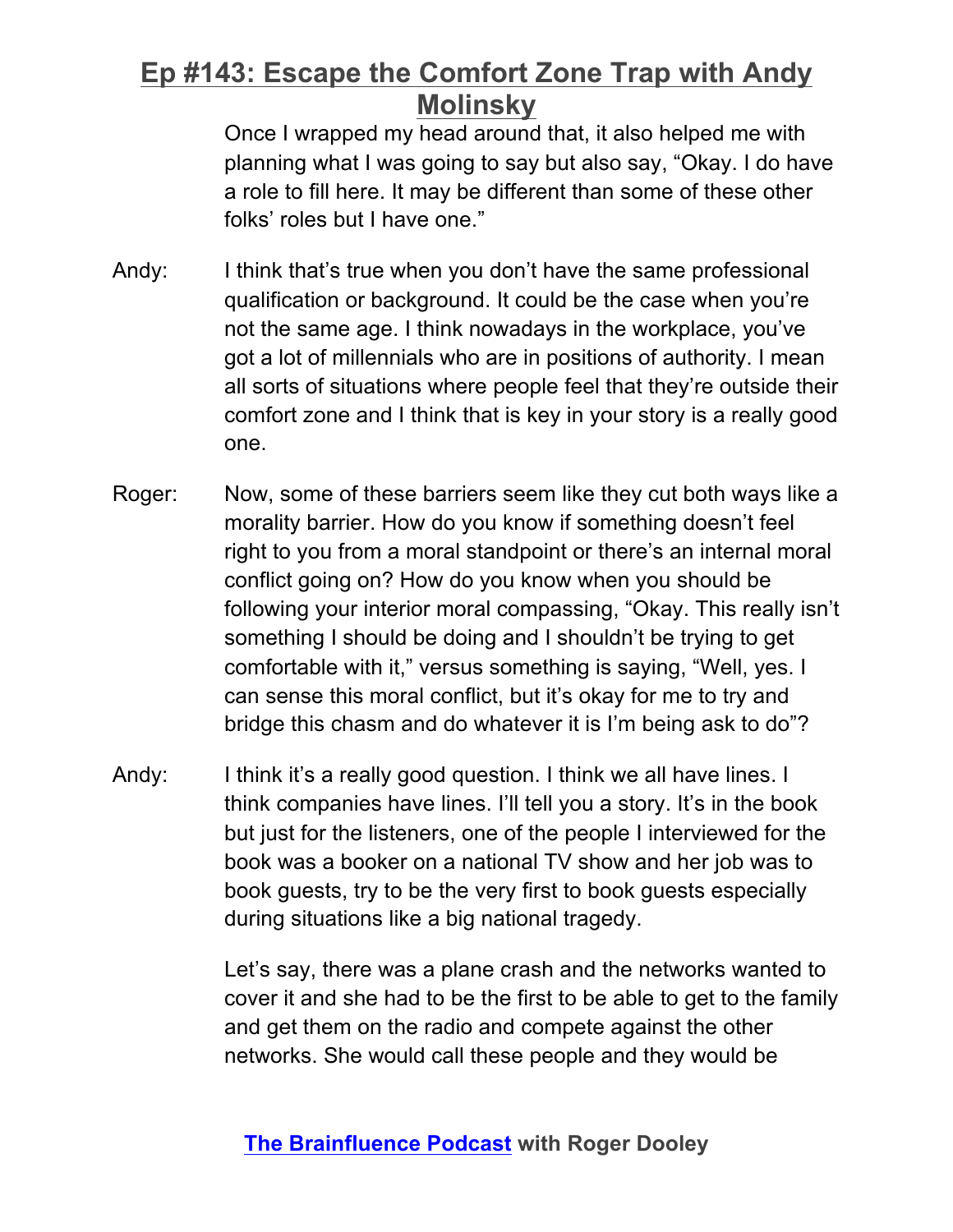Once I wrapped my head around that, it also helped me with planning what I was going to say but also say, "Okay. I do have a role to fill here. It may be different than some of these other folks' roles but I have one."

Andy: I think that's true when you don't have the same professional qualification or background. It could be the case when you're not the same age. I think nowadays in the workplace, you've got a lot of millennials who are in positions of authority. I mean all sorts of situations where people feel that they're outside their comfort zone and I think that is key in your story is a really good one.

Roger: Now, some of these barriers seem like they cut both ways like a morality barrier. How do you know if something doesn't feel right to you from a moral standpoint or there's an internal moral conflict going on? How do you know when you should be following your interior moral compassing, "Okay. This really isn't something I should be doing and I shouldn't be trying to get comfortable with it," versus something is saying, "Well, yes. I can sense this moral conflict, but it's okay for me to try and bridge this chasm and do whatever it is I'm being ask to do"?

Andy: I think it's a really good question. I think we all have lines. I think companies have lines. I'll tell you a story. It's in the book but just for the listeners, one of the people I interviewed for the book was a booker on a national TV show and her job was to book guests, try to be the very first to book guests especially during situations like a big national tragedy.

Let's say, there was a plane crash and the networks wanted to cover it and she had to be the first to be able to get to the family and get them on the radio and compete against the other networks. She would call these people and they would be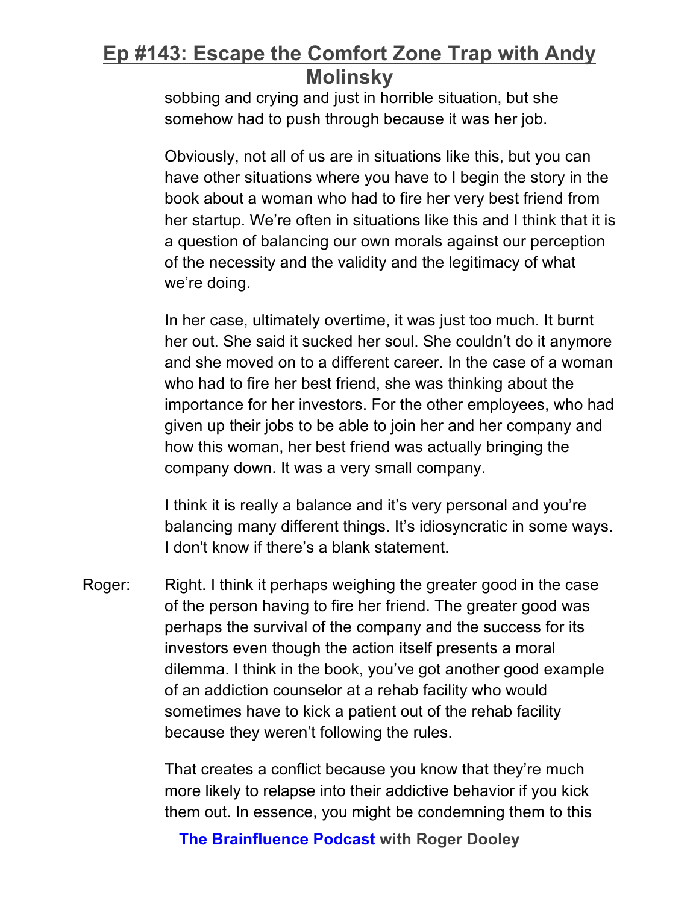sobbing and crying and just in horrible situation, but she somehow had to push through because it was her job.

Obviously, not all of us are in situations like this, but you can have other situations where you have to I begin the story in the book about a woman who had to fire her very best friend from her startup. We're often in situations like this and I think that it is a question of balancing our own morals against our perception of the necessity and the validity and the legitimacy of what we're doing.

In her case, ultimately overtime, it was just too much. It burnt her out. She said it sucked her soul. She couldn't do it anymore and she moved on to a different career. In the case of a woman who had to fire her best friend, she was thinking about the importance for her investors. For the other employees, who had given up their jobs to be able to join her and her company and how this woman, her best friend was actually bringing the company down. It was a very small company.

I think it is really a balance and it's very personal and you're balancing many different things. It's idiosyncratic in some ways. I don't know if there's a blank statement.

Roger: Right. I think it perhaps weighing the greater good in the case of the person having to fire her friend. The greater good was perhaps the survival of the company and the success for its investors even though the action itself presents a moral dilemma. I think in the book, you've got another good example of an addiction counselor at a rehab facility who would sometimes have to kick a patient out of the rehab facility because they weren't following the rules.

That creates a conflict because you know that they're much more likely to relapse into their addictive behavior if you kick them out. In essence, you might be condemning them to this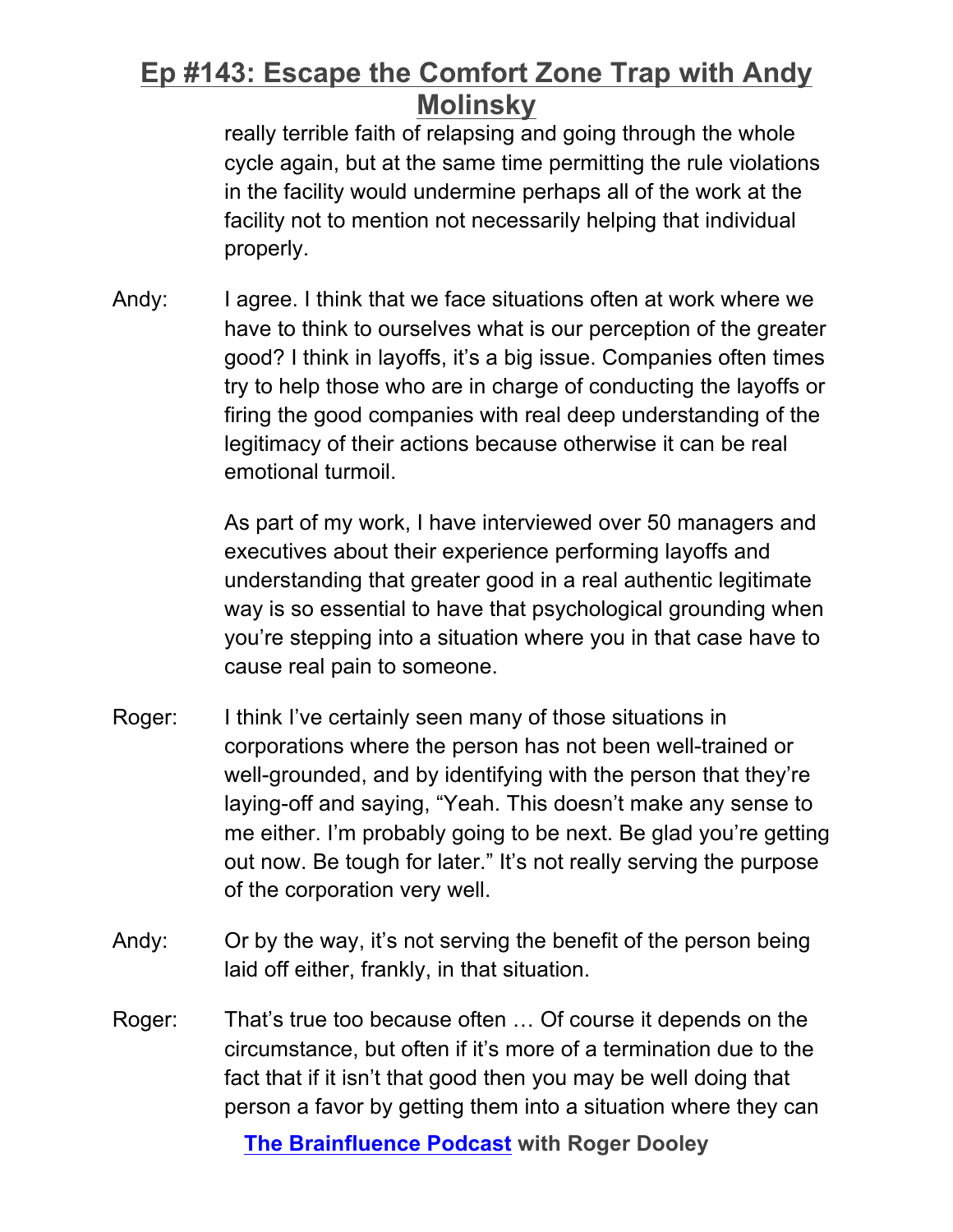really terrible faith of relapsing and going through the whole cycle again, but at the same time permitting the rule violations in the facility would undermine perhaps all of the work at the facility not to mention not necessarily helping that individual properly.

Andy: I agree. I think that we face situations often at work where we have to think to ourselves what is our perception of the greater good? I think in layoffs, it's a big issue. Companies often times try to help those who are in charge of conducting the layoffs or firing the good companies with real deep understanding of the legitimacy of their actions because otherwise it can be real emotional turmoil.

As part of my work, I have interviewed over 50 managers and executives about their experience performing layoffs and understanding that greater good in a real authentic legitimate way is so essential to have that psychological grounding when you're stepping into a situation where you in that case have to cause real pain to someone.

Roger: I think I've certainly seen many of those situations in corporations where the person has not been well-trained or well-grounded, and by identifying with the person that they're laying-off and saying, "Yeah. This doesn't make any sense to me either. I'm probably going to be next. Be glad you're getting out now. Be tough for later." It's not really serving the purpose of the corporation very well.

Andy: Or by the way, it's not serving the benefit of the person being laid off either, frankly, in that situation.

Roger: That's true too because often … Of course it depends on the circumstance, but often if it's more of a termination due to the fact that if it isn't that good then you may be well doing that person a favor by getting them into a situation where they can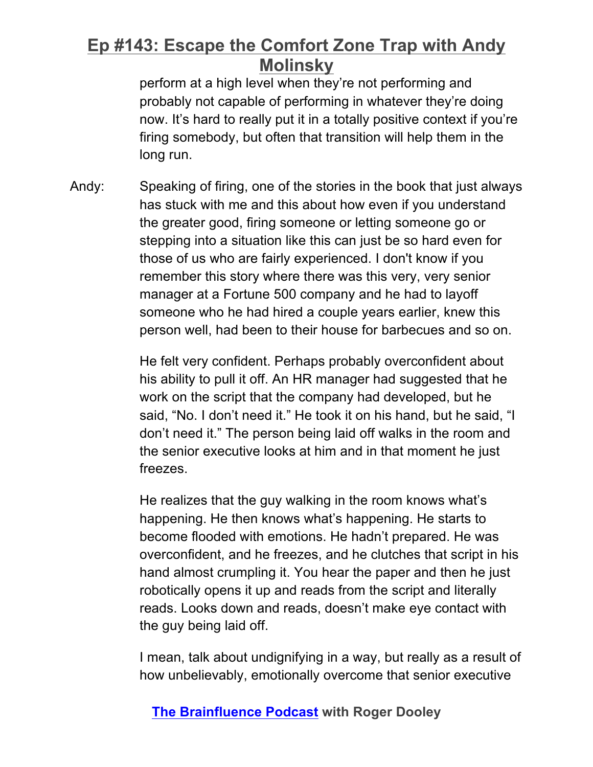perform at a high level when they're not performing and probably not capable of performing in whatever they're doing now. It's hard to really put it in a totally positive context if you're firing somebody, but often that transition will help them in the long run.

Andy: Speaking of firing, one of the stories in the book that just always has stuck with me and this about how even if you understand the greater good, firing someone or letting someone go or stepping into a situation like this can just be so hard even for those of us who are fairly experienced. I don't know if you remember this story where there was this very, very senior manager at a Fortune 500 company and he had to layoff someone who he had hired a couple years earlier, knew this person well, had been to their house for barbecues and so on.

He felt very confident. Perhaps probably overconfident about his ability to pull it off. An HR manager had suggested that he work on the script that the company had developed, but he said, "No. I don't need it." He took it on his hand, but he said, "I don't need it." The person being laid off walks in the room and the senior executive looks at him and in that moment he just freezes.

He realizes that the guy walking in the room knows what's happening. He then knows what's happening. He starts to become flooded with emotions. He hadn't prepared. He was overconfident, and he freezes, and he clutches that script in his hand almost crumpling it. You hear the paper and then he just robotically opens it up and reads from the script and literally reads. Looks down and reads, doesn't make eye contact with the guy being laid off.

I mean, talk about undignifying in a way, but really as a result of how unbelievably, emotionally overcome that senior executive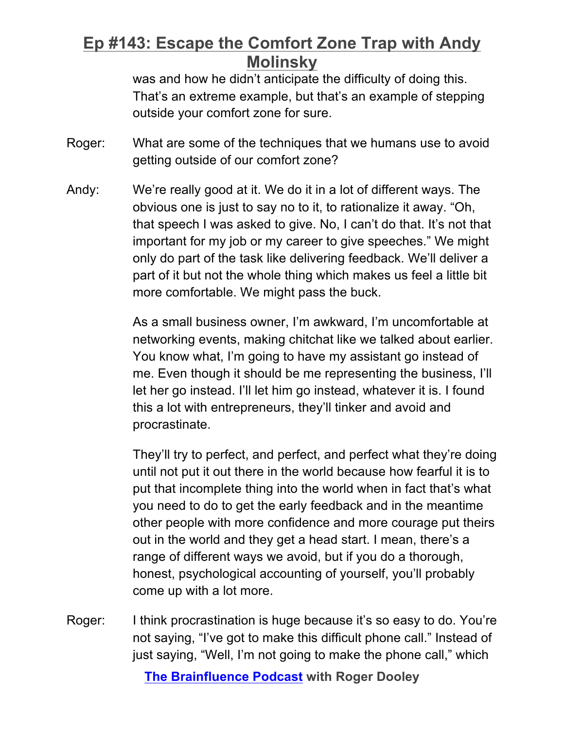was and how he didn't anticipate the difficulty of doing this. That's an extreme example, but that's an example of stepping outside your comfort zone for sure.

Roger: What are some of the techniques that we humans use to avoid getting outside of our comfort zone?

Andy: We're really good at it. We do it in a lot of different ways. The obvious one is just to say no to it, to rationalize it away. "Oh, that speech I was asked to give. No, I can't do that. It's not that important for my job or my career to give speeches." We might only do part of the task like delivering feedback. We'll deliver a part of it but not the whole thing which makes us feel a little bit more comfortable. We might pass the buck.

As a small business owner, I'm awkward, I'm uncomfortable at networking events, making chitchat like we talked about earlier. You know what, I'm going to have my assistant go instead of me. Even though it should be me representing the business, I'll let her go instead. I'll let him go instead, whatever it is. I found this a lot with entrepreneurs, they'll tinker and avoid and procrastinate.

They'll try to perfect, and perfect, and perfect what they're doing until not put it out there in the world because how fearful it is to put that incomplete thing into the world when in fact that's what you need to do to get the early feedback and in the meantime other people with more confidence and more courage put theirs out in the world and they get a head start. I mean, there's a range of different ways we avoid, but if you do a thorough, honest, psychological accounting of yourself, you'll probably come up with a lot more.

Roger: I think procrastination is huge because it's so easy to do. You're not saying, "I've got to make this difficult phone call." Instead of just saying, "Well, I'm not going to make the phone call," which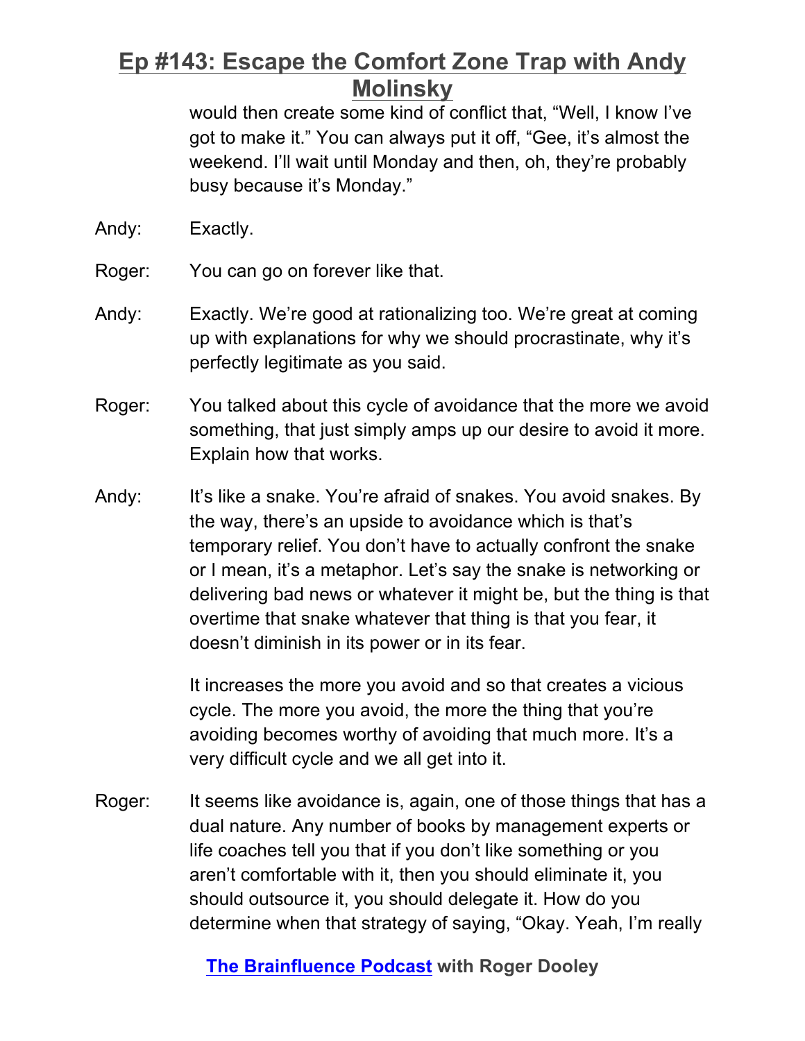would then create some kind of conflict that, "Well, I know I've got to make it." You can always put it off, "Gee, it's almost the weekend. I'll wait until Monday and then, oh, they're probably busy because it's Monday."

Andy: Exactly.

Roger: You can go on forever like that.

Andy: Exactly. We're good at rationalizing too. We're great at coming up with explanations for why we should procrastinate, why it's perfectly legitimate as you said.

Roger: You talked about this cycle of avoidance that the more we avoid something, that just simply amps up our desire to avoid it more. Explain how that works.

Andy: It's like a snake. You're afraid of snakes. You avoid snakes. By the way, there's an upside to avoidance which is that's temporary relief. You don't have to actually confront the snake or I mean, it's a metaphor. Let's say the snake is networking or delivering bad news or whatever it might be, but the thing is that overtime that snake whatever that thing is that you fear, it doesn't diminish in its power or in its fear.

It increases the more you avoid and so that creates a vicious cycle. The more you avoid, the more the thing that you're avoiding becomes worthy of avoiding that much more. It's a very difficult cycle and we all get into it.

Roger: It seems like avoidance is, again, one of those things that has a dual nature. Any number of books by management experts or life coaches tell you that if you don't like something or you aren't comfortable with it, then you should eliminate it, you should outsource it, you should delegate it. How do you determine when that strategy of saying, "Okay. Yeah, I'm really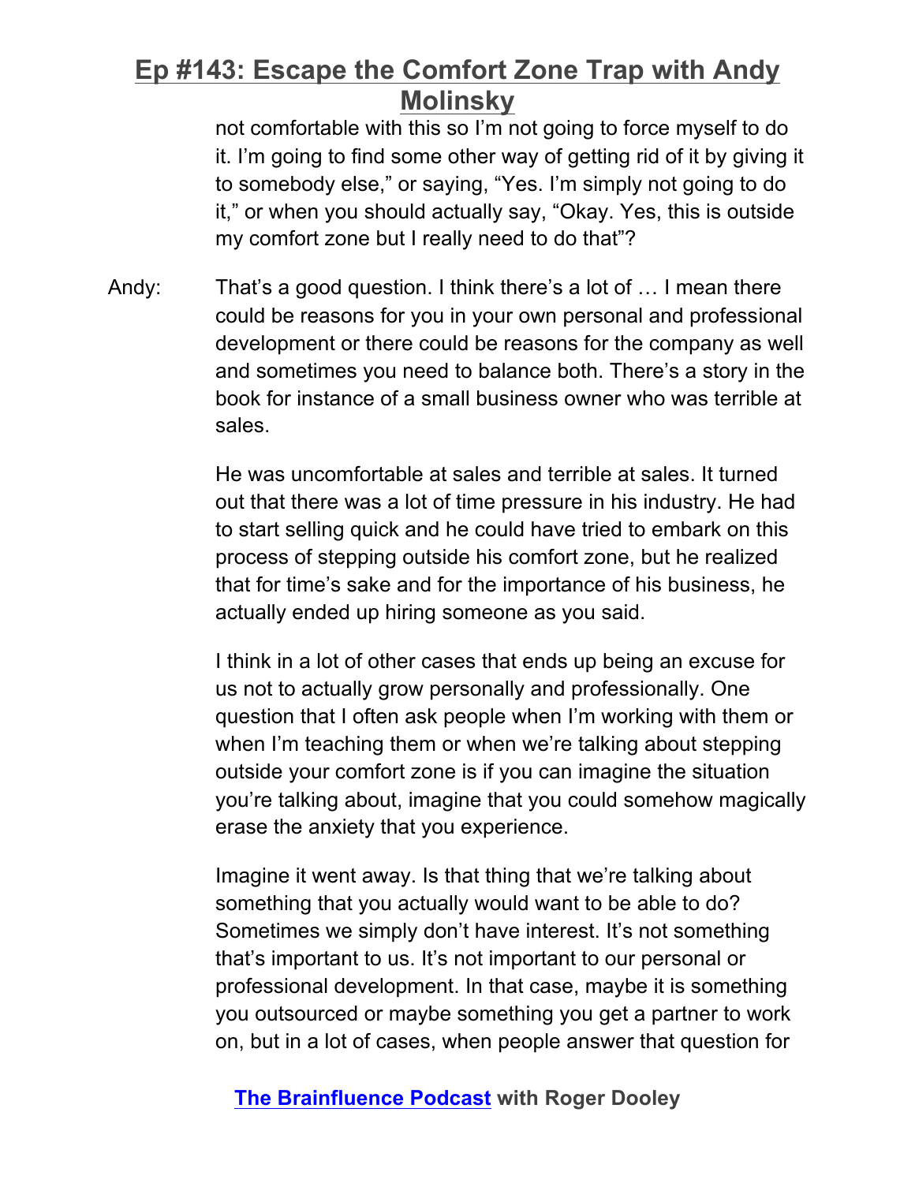not comfortable with this so I'm not going to force myself to do it. I'm going to find some other way of getting rid of it by giving it to somebody else," or saying, "Yes. I'm simply not going to do it," or when you should actually say, "Okay. Yes, this is outside my comfort zone but I really need to do that"?

Andy: That's a good question. I think there's a lot of … I mean there could be reasons for you in your own personal and professional development or there could be reasons for the company as well and sometimes you need to balance both. There's a story in the book for instance of a small business owner who was terrible at sales.

He was uncomfortable at sales and terrible at sales. It turned out that there was a lot of time pressure in his industry. He had to start selling quick and he could have tried to embark on this process of stepping outside his comfort zone, but he realized that for time's sake and for the importance of his business, he actually ended up hiring someone as you said.

I think in a lot of other cases that ends up being an excuse for us not to actually grow personally and professionally. One question that I often ask people when I'm working with them or when I'm teaching them or when we're talking about stepping outside your comfort zone is if you can imagine the situation you're talking about, imagine that you could somehow magically erase the anxiety that you experience.

Imagine it went away. Is that thing that we're talking about something that you actually would want to be able to do? Sometimes we simply don't have interest. It's not something that's important to us. It's not important to our personal or professional development. In that case, maybe it is something you outsourced or maybe something you get a partner to work on, but in a lot of cases, when people answer that question for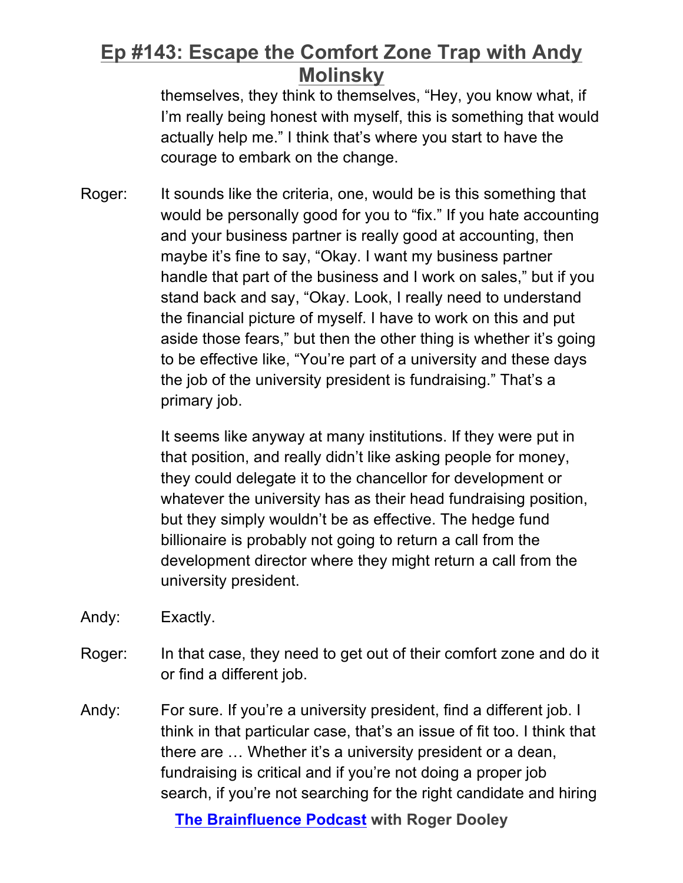themselves, they think to themselves, "Hey, you know what, if I'm really being honest with myself, this is something that would actually help me." I think that's where you start to have the courage to embark on the change.

Roger: It sounds like the criteria, one, would be is this something that would be personally good for you to "fix." If you hate accounting and your business partner is really good at accounting, then maybe it's fine to say, "Okay. I want my business partner handle that part of the business and I work on sales," but if you stand back and say, "Okay. Look, I really need to understand the financial picture of myself. I have to work on this and put aside those fears," but then the other thing is whether it's going to be effective like, "You're part of a university and these days the job of the university president is fundraising." That's a primary job.

It seems like anyway at many institutions. If they were put in that position, and really didn't like asking people for money, they could delegate it to the chancellor for development or whatever the university has as their head fundraising position, but they simply wouldn't be as effective. The hedge fund billionaire is probably not going to return a call from the development director where they might return a call from the university president.

Andy: Exactly.

Roger: In that case, they need to get out of their comfort zone and do it or find a different job.

Andy: For sure. If you're a university president, find a different job. I think in that particular case, that's an issue of fit too. I think that there are … Whether it's a university president or a dean, fundraising is critical and if you're not doing a proper job search, if you're not searching for the right candidate and hiring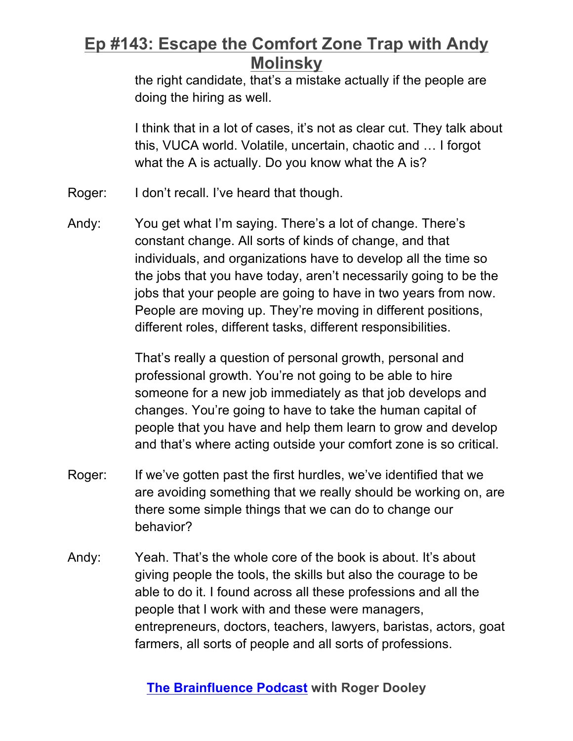the right candidate, that's a mistake actually if the people are doing the hiring as well.

I think that in a lot of cases, it's not as clear cut. They talk about this, VUCA world. Volatile, uncertain, chaotic and … I forgot what the A is actually. Do you know what the A is?

Roger: I don't recall. I've heard that though.

Andy: You get what I'm saying. There's a lot of change. There's constant change. All sorts of kinds of change, and that individuals, and organizations have to develop all the time so the jobs that you have today, aren't necessarily going to be the jobs that your people are going to have in two years from now. People are moving up. They're moving in different positions, different roles, different tasks, different responsibilities.

That's really a question of personal growth, personal and professional growth. You're not going to be able to hire someone for a new job immediately as that job develops and changes. You're going to have to take the human capital of people that you have and help them learn to grow and develop and that's where acting outside your comfort zone is so critical.

Roger: If we've gotten past the first hurdles, we've identified that we are avoiding something that we really should be working on, are there some simple things that we can do to change our behavior?

Andy: Yeah. That's the whole core of the book is about. It's about giving people the tools, the skills but also the courage to be able to do it. I found across all these professions and all the people that I work with and these were managers, entrepreneurs, doctors, teachers, lawyers, baristas, actors, goat farmers, all sorts of people and all sorts of professions.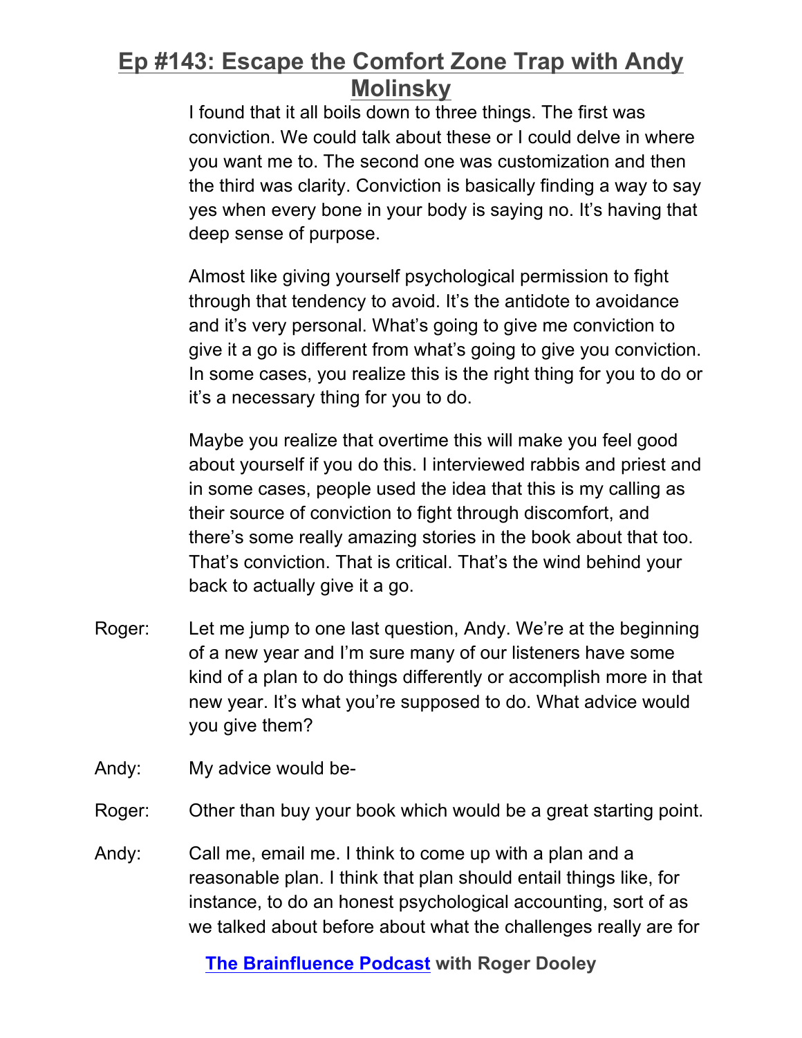I found that it all boils down to three things. The first was conviction. We could talk about these or I could delve in where you want me to. The second one was customization and then the third was clarity. Conviction is basically finding a way to say yes when every bone in your body is saying no. It's having that deep sense of purpose.

Almost like giving yourself psychological permission to fight through that tendency to avoid. It's the antidote to avoidance and it's very personal. What's going to give me conviction to give it a go is different from what's going to give you conviction. In some cases, you realize this is the right thing for you to do or it's a necessary thing for you to do.

Maybe you realize that overtime this will make you feel good about yourself if you do this. I interviewed rabbis and priest and in some cases, people used the idea that this is my calling as their source of conviction to fight through discomfort, and there's some really amazing stories in the book about that too. That's conviction. That is critical. That's the wind behind your back to actually give it a go.

Roger: Let me jump to one last question, Andy. We're at the beginning of a new year and I'm sure many of our listeners have some kind of a plan to do things differently or accomplish more in that new year. It's what you're supposed to do. What advice would you give them?

Andy: My advice would be-

Roger: Other than buy your book which would be a great starting point.

Andy: Call me, email me. I think to come up with a plan and a reasonable plan. I think that plan should entail things like, for instance, to do an honest psychological accounting, sort of as we talked about before about what the challenges really are for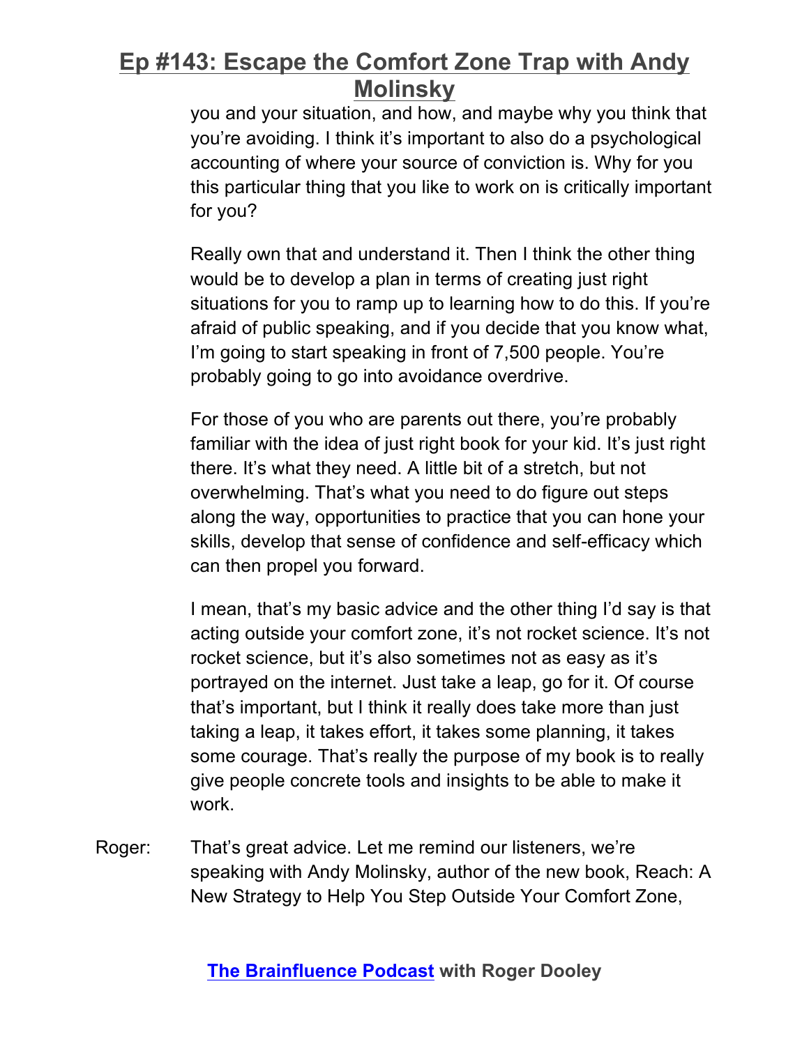you and your situation, and how, and maybe why you think that you're avoiding. I think it's important to also do a psychological accounting of where your source of conviction is. Why for you this particular thing that you like to work on is critically important for you?

Really own that and understand it. Then I think the other thing would be to develop a plan in terms of creating just right situations for you to ramp up to learning how to do this. If you're afraid of public speaking, and if you decide that you know what, I'm going to start speaking in front of 7,500 people. You're probably going to go into avoidance overdrive.

For those of you who are parents out there, you're probably familiar with the idea of just right book for your kid. It's just right there. It's what they need. A little bit of a stretch, but not overwhelming. That's what you need to do figure out steps along the way, opportunities to practice that you can hone your skills, develop that sense of confidence and self-efficacy which can then propel you forward.

I mean, that's my basic advice and the other thing I'd say is that acting outside your comfort zone, it's not rocket science. It's not rocket science, but it's also sometimes not as easy as it's portrayed on the internet. Just take a leap, go for it. Of course that's important, but I think it really does take more than just taking a leap, it takes effort, it takes some planning, it takes some courage. That's really the purpose of my book is to really give people concrete tools and insights to be able to make it work.

Roger: That's great advice. Let me remind our listeners, we're speaking with Andy Molinsky, author of the new book, Reach: A New Strategy to Help You Step Outside Your Comfort Zone,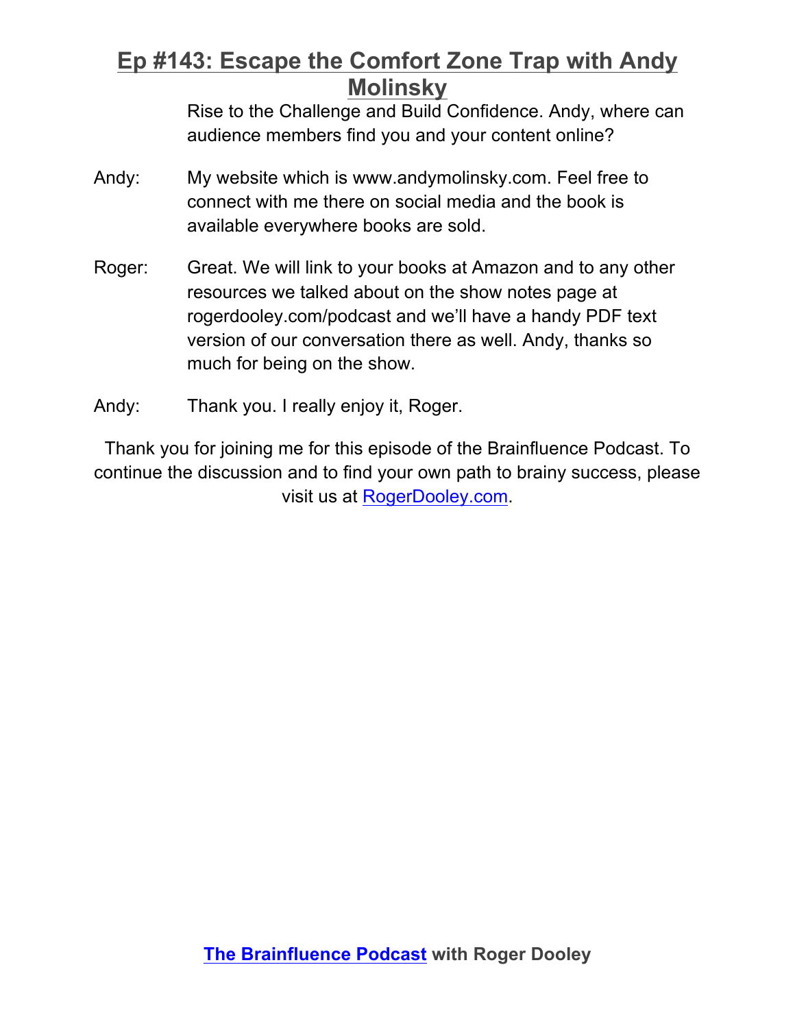Rise to the Challenge and Build Confidence. Andy, where can audience members find you and your content online?

Andy: My website which is www.andymolinsky.com. Feel free to connect with me there on social media and the book is available everywhere books are sold.

Roger: Great. We will link to your books at Amazon and to any other resources we talked about on the show notes page at rogerdooley.com/podcast and we'll have a handy PDF text version of our conversation there as well. Andy, thanks so much for being on the show.

Andy: Thank you. I really enjoy it, Roger.

Thank you for joining me for this episode of the Brainfluence Podcast. To continue the discussion and to find your own path to brainy success, please visit us at RogerDooley.com.